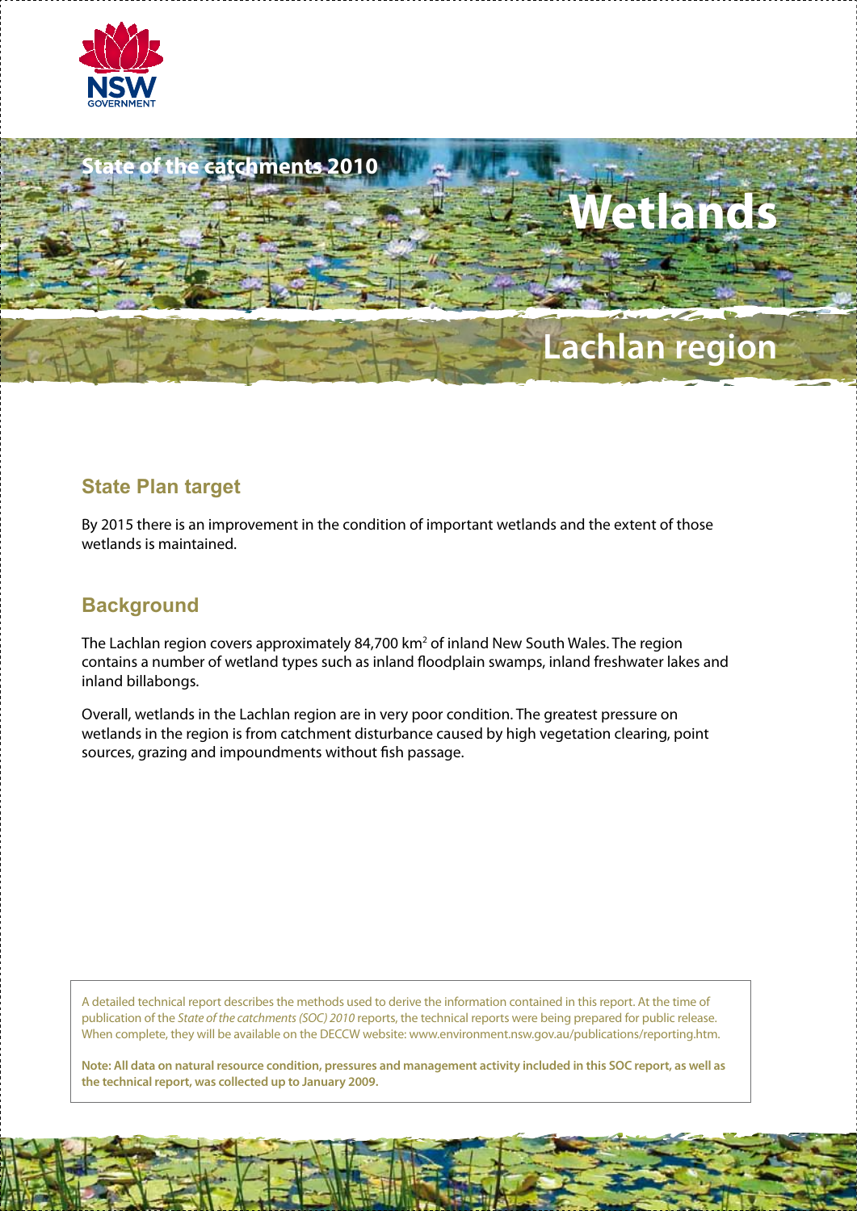NSW GOVERNMENT

State of the catchments 2010

# Wetlands

# Lachlan region

## State Plan target

By 2015 there is an improvement in the condition of important wetlands and the extent of those wetlands is maintained.

## Background

The Lachlan region covers approximately 84,700 km$^2$ of inland New South Wales. The region contains a number of wetland types such as inland floodplain swamps, inland freshwater lakes and inland billabongs.

Overall, wetlands in the Lachlan region are in very poor condition. The greatest pressure on wetlands in the region is from catchment disturbance caused by high vegetation clearing, point sources, grazing and impoundments without fish passage.

A detailed technical report describes the methods used to derive the information contained in this report. At the time of publication of the *State of the catchments (SOC) 2010* reports, the technical reports were being prepared for public release. When complete, they will be available on the DECCW website: www.environment.nsw.gov.au/publications/reporting.htm.

**Note: All data on natural resource condition, pressures and management activity included in this SOC report, as well as the technical report, was collected up to January 2009.**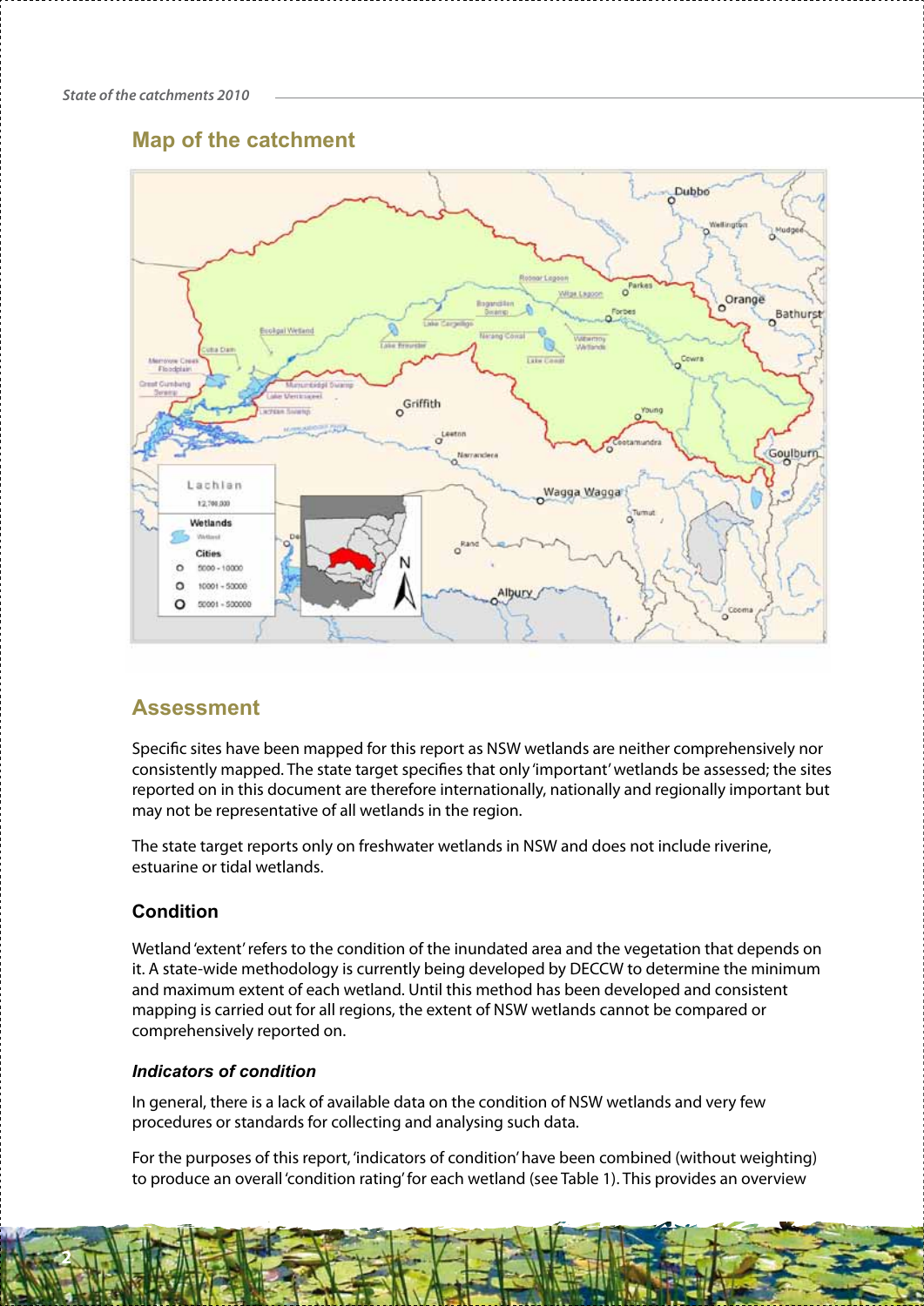## Map of the catchment

## Assessment

Specific sites have been mapped for this report as NSW wetlands are neither comprehensively nor consistently mapped. The state target specifies that only 'important' wetlands be assessed; the sites reported on in this document are therefore internationally, nationally and regionally important but may not be representative of all wetlands in the region.

The state target reports only on freshwater wetlands in NSW and does not include riverine, estuarine or tidal wetlands.

### Condition

Wetland 'extent' refers to the condition of the inundated area and the vegetation that depends on it. A state-wide methodology is currently being developed by DECCW to determine the minimum and maximum extent of each wetland. Until this method has been developed and consistent mapping is carried out for all regions, the extent of NSW wetlands cannot be compared or comprehensively reported on.

#### *Indicators of condition*

In general, there is a lack of available data on the condition of NSW wetlands and very few procedures or standards for collecting and analysing such data.

For the purposes of this report, 'indicators of condition' have been combined (without weighting) to produce an overall 'condition rating' for each wetland (see Table 1). This provides an overview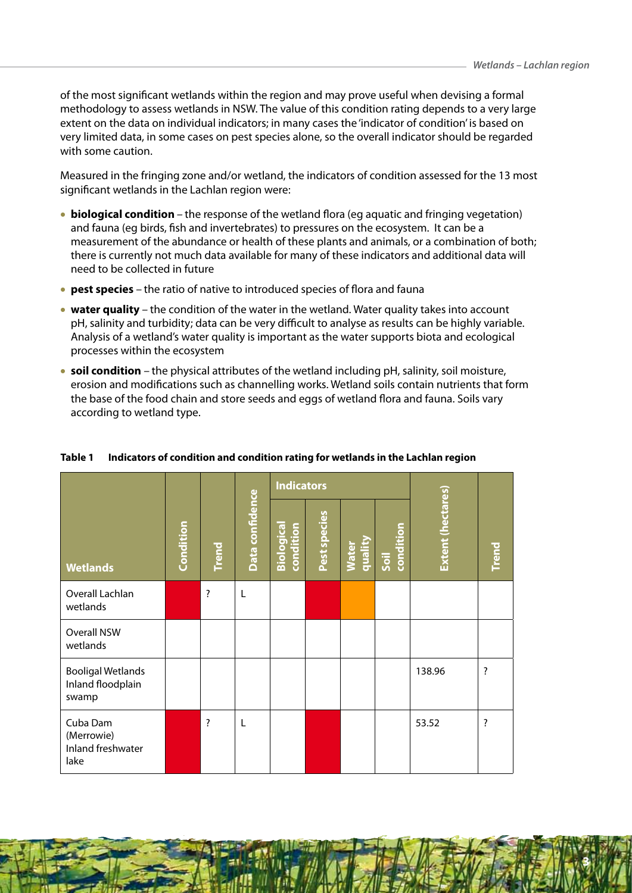of the most significant wetlands within the region and may prove useful when devising a formal methodology to assess wetlands in NSW. The value of this condition rating depends to a very large extent on the data on individual indicators; in many cases the 'indicator of condition' is based on very limited data, in some cases on pest species alone, so the overall indicator should be regarded with some caution.

Measured in the fringing zone and/or wetland, the indicators of condition assessed for the 13 most significant wetlands in the Lachlan region were:

- **biological condition** – the response of the wetland flora (eg aquatic and fringing vegetation) and fauna (eg birds, fish and invertebrates) to pressures on the ecosystem. It can be a measurement of the abundance or health of these plants and animals, or a combination of both; there is currently not much data available for many of these indicators and additional data will need to be collected in future
- **pest species** – the ratio of native to introduced species of flora and fauna
- **water quality** – the condition of the water in the wetland. Water quality takes into account pH, salinity and turbidity; data can be very difficult to analyse as results can be highly variable. Analysis of a wetland's water quality is important as the water supports biota and ecological processes within the ecosystem
- **soil condition** – the physical attributes of the wetland including pH, salinity, soil moisture, erosion and modifications such as channelling works. Wetland soils contain nutrients that form the base of the food chain and store seeds and eggs of wetland flora and fauna. Soils vary according to wetland type.

**Table 1 Indicators of condition and condition rating for wetlands in the Lachlan region**

| Wetlands | Condition | Trend | Data confidence | Indicators | | | | Extent (hectares) | Trend |
|---|---|---|---|---|---|---|---|---|---|
| | | | | Biological condition | Pest species | Water quality | Soil condition | | |
| Overall Lachlan wetlands | | ? | L | | | | | | |
| Overall NSW wetlands | | | | | | | | | |
| Booligal Wetlands Inland floodplain swamp | | | | | | | | 138.96 | ? |
| Cuba Dam (Merrowie) Inland freshwater lake | | ? | L | | | | | 53.52 | ? |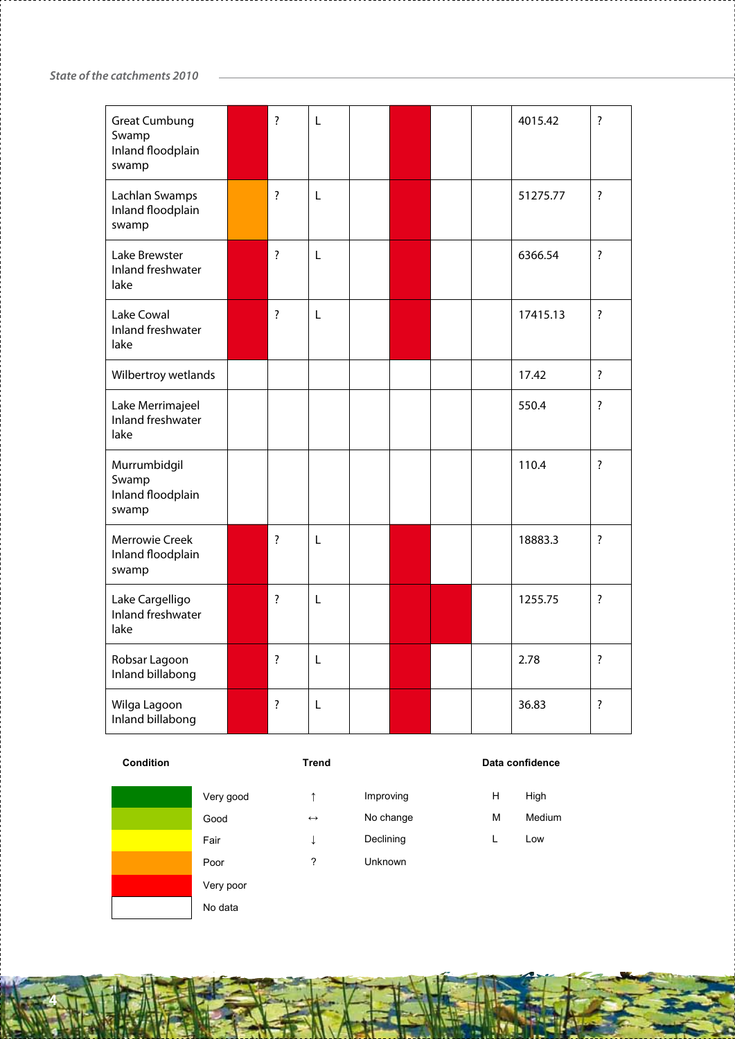| | | | | | | | | | |
|---|---|---|---|---|---|---|---|---|---|
| Great Cumbung Swamp Inland floodplain swamp | Very poor | ? | L | | Very poor | | | 4015.42 | ? |
| Lachlan Swamps Inland floodplain swamp | Poor | ? | L | | Very poor | | | 51275.77 | ? |
| Lake Brewster Inland freshwater lake | Very poor | ? | L | | Very poor | | | 6366.54 | ? |
| Lake Cowal Inland freshwater lake | Very poor | ? | L | | Very poor | | | 17415.13 | ? |
| Wilbertroy wetlands | | | | | | | | 17.42 | ? |
| Lake Merrimajeel Inland freshwater lake | | | | | | | | 550.4 | ? |
| Murrumbidgil Swamp Inland floodplain swamp | | | | | | | | 110.4 | ? |
| Merrowie Creek Inland floodplain swamp | Very poor | ? | L | | Very poor | | | 18883.3 | ? |
| Lake Cargelligo Inland freshwater lake | Very poor | ? | L | | Very poor | Very poor | | 1255.75 | ? |
| Robsar Lagoon Inland billabong | Very poor | ? | L | | Very poor | | | 2.78 | ? |
| Wilga Lagoon Inland billabong | Very poor | ? | L | | Very poor | | | 36.83 | ? |

**Condition**

- Very good (dark green)
- Good (light green)
- Fair (yellow)
- Poor (orange)
- Very poor (red)
- No data (white)

**Trend**

- ↑ Improving
- ↔ No change
- ↓ Declining
- ? Unknown

**Data confidence**

- H High
- M Medium
- L Low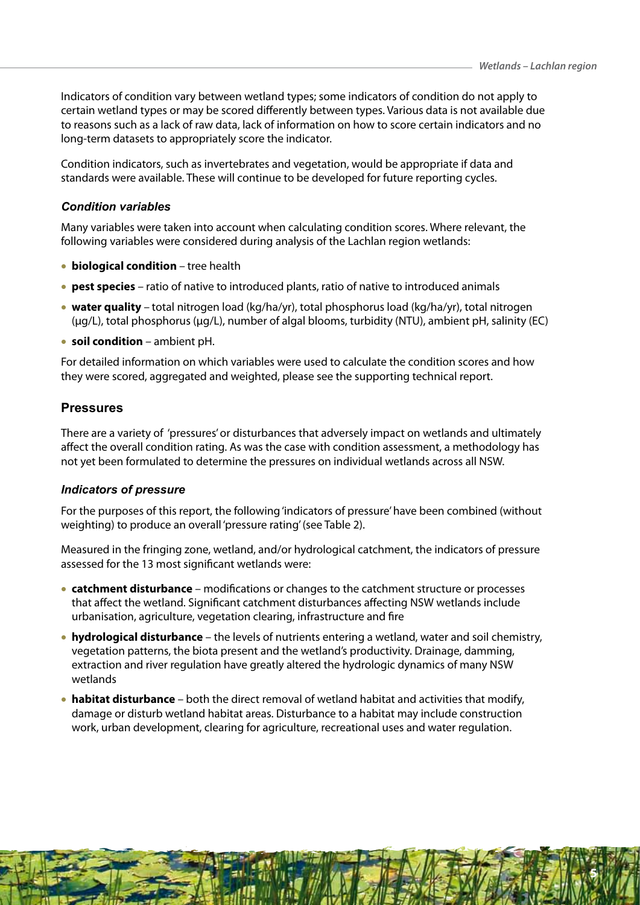Indicators of condition vary between wetland types; some indicators of condition do not apply to certain wetland types or may be scored differently between types. Various data is not available due to reasons such as a lack of raw data, lack of information on how to score certain indicators and no long-term datasets to appropriately score the indicator.

Condition indicators, such as invertebrates and vegetation, would be appropriate if data and standards were available. These will continue to be developed for future reporting cycles.

### *Condition variables*

Many variables were taken into account when calculating condition scores. Where relevant, the following variables were considered during analysis of the Lachlan region wetlands:

- **biological condition** – tree health
- **pest species** – ratio of native to introduced plants, ratio of native to introduced animals
- **water quality** – total nitrogen load (kg/ha/yr), total phosphorus load (kg/ha/yr), total nitrogen (μg/L), total phosphorus (μg/L), number of algal blooms, turbidity (NTU), ambient pH, salinity (EC)
- **soil condition** – ambient pH.

For detailed information on which variables were used to calculate the condition scores and how they were scored, aggregated and weighted, please see the supporting technical report.

## Pressures

There are a variety of 'pressures' or disturbances that adversely impact on wetlands and ultimately affect the overall condition rating. As was the case with condition assessment, a methodology has not yet been formulated to determine the pressures on individual wetlands across all NSW.

### *Indicators of pressure*

For the purposes of this report, the following 'indicators of pressure' have been combined (without weighting) to produce an overall 'pressure rating' (see Table 2).

Measured in the fringing zone, wetland, and/or hydrological catchment, the indicators of pressure assessed for the 13 most significant wetlands were:

- **catchment disturbance** – modifications or changes to the catchment structure or processes that affect the wetland. Significant catchment disturbances affecting NSW wetlands include urbanisation, agriculture, vegetation clearing, infrastructure and fire
- **hydrological disturbance** – the levels of nutrients entering a wetland, water and soil chemistry, vegetation patterns, the biota present and the wetland's productivity. Drainage, damming, extraction and river regulation have greatly altered the hydrologic dynamics of many NSW wetlands
- **habitat disturbance** – both the direct removal of wetland habitat and activities that modify, damage or disturb wetland habitat areas. Disturbance to a habitat may include construction work, urban development, clearing for agriculture, recreational uses and water regulation.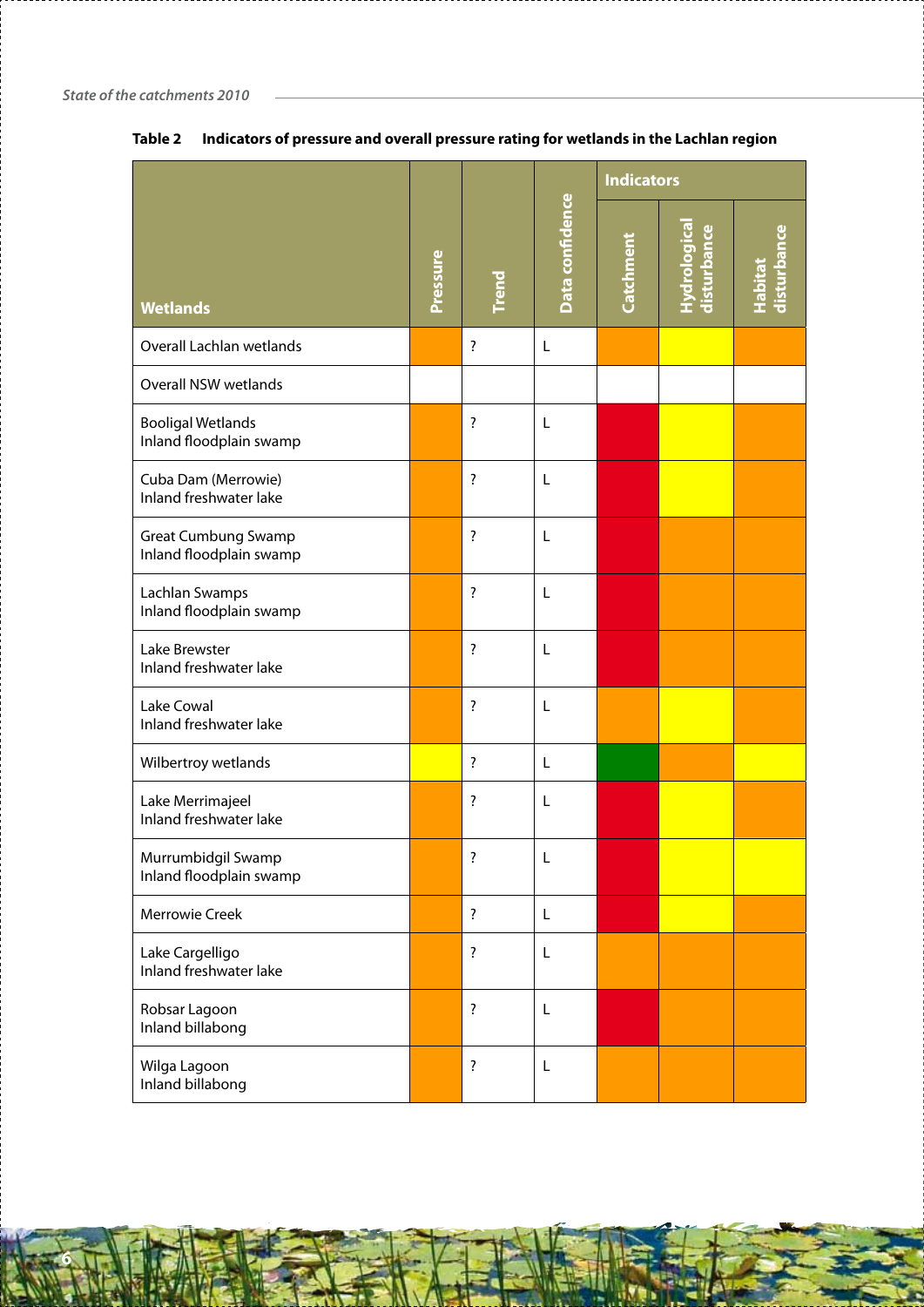**Table 2 Indicators of pressure and overall pressure rating for wetlands in the Lachlan region**

| Wetlands | Pressure | Trend | Data confidence | Indicators | | |
|---|---|---|---|---|---|---|
| | | | | Catchment | Hydrological disturbance | Habitat disturbance |
| Overall Lachlan wetlands | Orange | ? | L | Orange | Yellow | Orange |
| Overall NSW wetlands | | | | | | |
| Booligal Wetlands<br>Inland floodplain swamp | Orange | ? | L | Red | Yellow | Orange |
| Cuba Dam (Merrowie)<br>Inland freshwater lake | Orange | ? | L | Red | Yellow | Orange |
| Great Cumbung Swamp<br>Inland floodplain swamp | Orange | ? | L | Red | Orange | Orange |
| Lachlan Swamps<br>Inland floodplain swamp | Orange | ? | L | Red | Orange | Orange |
| Lake Brewster<br>Inland freshwater lake | Orange | ? | L | Red | Orange | Orange |
| Lake Cowal<br>Inland freshwater lake | Orange | ? | L | Orange | Yellow | Orange |
| Wilbertroy wetlands | Yellow | ? | L | Green | Orange | Yellow |
| Lake Merrimajeel<br>Inland freshwater lake | Orange | ? | L | Red | Yellow | Orange |
| Murrumbidgil Swamp<br>Inland floodplain swamp | Orange | ? | L | Red | Yellow | Yellow |
| Merrowie Creek | Orange | ? | L | Red | Yellow | Orange |
| Lake Cargelligo<br>Inland freshwater lake | Orange | ? | L | Orange | Orange | Orange |
| Robsar Lagoon<br>Inland billabong | Orange | ? | L | Red | Orange | Orange |
| Wilga Lagoon<br>Inland billabong | Orange | ? | L | Orange | Orange | Orange |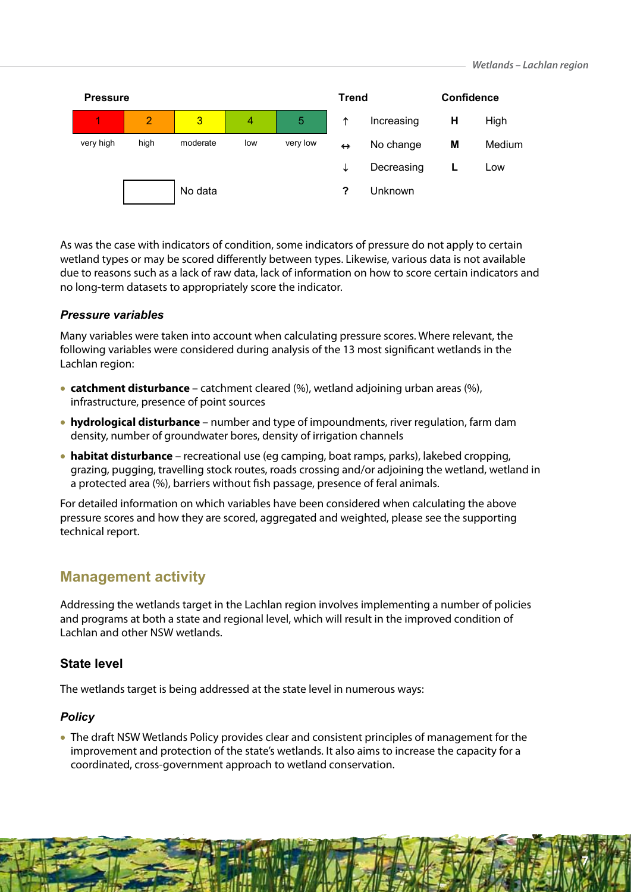| Pressure | | | | | Trend | | Confidence | |
|---|---|---|---|---|---|---|---|---|
| 1 | 2 | 3 | 4 | 5 | ↑ | Increasing | H | High |
| very high | high | moderate | low | very low | ↔ | No change | M | Medium |
| | | | | | ↓ | Decreasing | L | Low |
| | (blank) | No data | | | ? | Unknown | | |

As was the case with indicators of condition, some indicators of pressure do not apply to certain wetland types or may be scored differently between types. Likewise, various data is not available due to reasons such as a lack of raw data, lack of information on how to score certain indicators and no long-term datasets to appropriately score the indicator.

### *Pressure variables*

Many variables were taken into account when calculating pressure scores. Where relevant, the following variables were considered during analysis of the 13 most significant wetlands in the Lachlan region:

- **catchment disturbance** – catchment cleared (%), wetland adjoining urban areas (%), infrastructure, presence of point sources
- **hydrological disturbance** – number and type of impoundments, river regulation, farm dam density, number of groundwater bores, density of irrigation channels
- **habitat disturbance** – recreational use (eg camping, boat ramps, parks), lakebed cropping, grazing, pugging, travelling stock routes, roads crossing and/or adjoining the wetland, wetland in a protected area (%), barriers without fish passage, presence of feral animals.

For detailed information on which variables have been considered when calculating the above pressure scores and how they are scored, aggregated and weighted, please see the supporting technical report.

## Management activity

Addressing the wetlands target in the Lachlan region involves implementing a number of policies and programs at both a state and regional level, which will result in the improved condition of Lachlan and other NSW wetlands.

### State level

The wetlands target is being addressed at the state level in numerous ways:

#### *Policy*

- The draft NSW Wetlands Policy provides clear and consistent principles of management for the improvement and protection of the state's wetlands. It also aims to increase the capacity for a coordinated, cross-government approach to wetland conservation.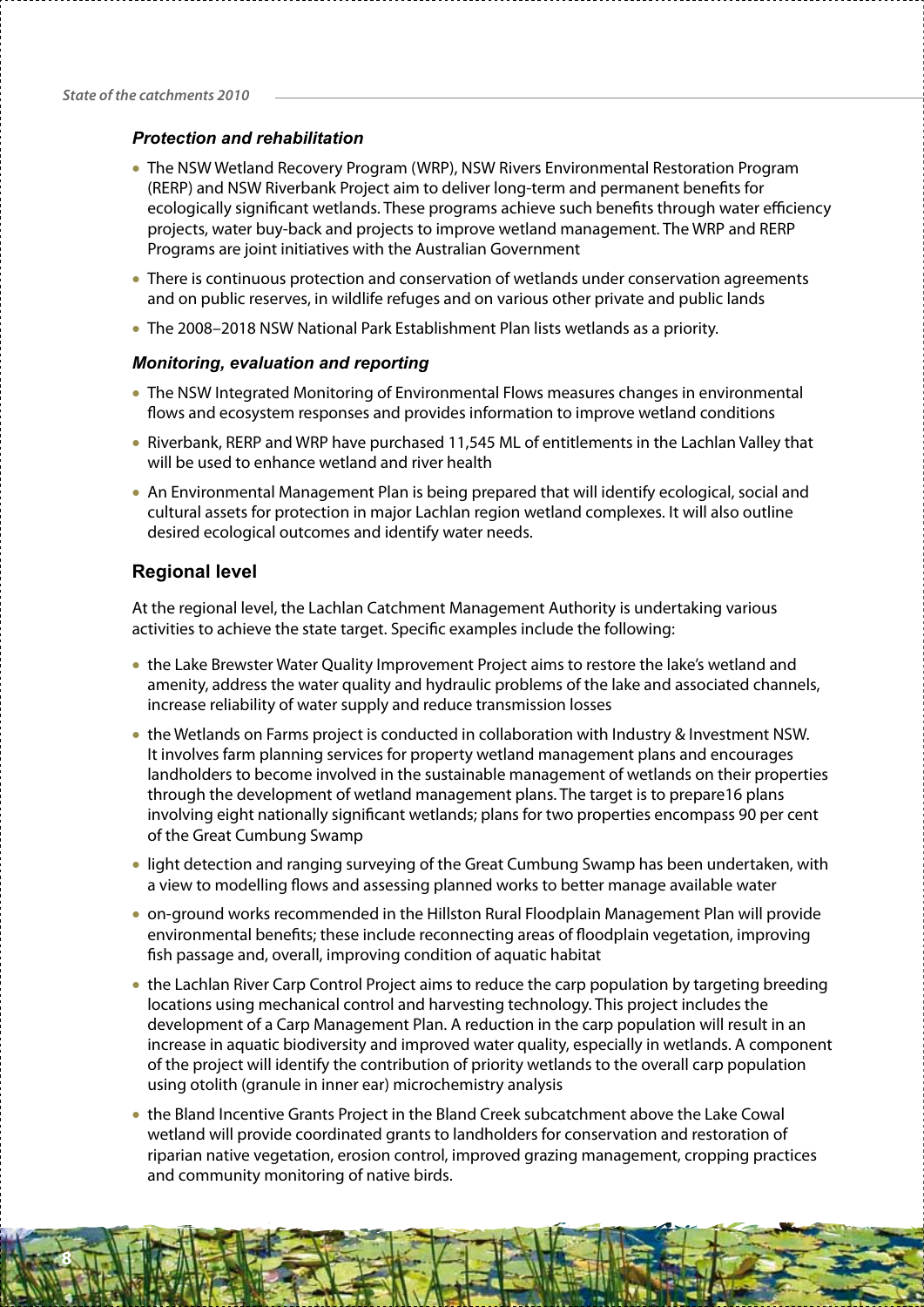### *Protection and rehabilitation*

- The NSW Wetland Recovery Program (WRP), NSW Rivers Environmental Restoration Program (RERP) and NSW Riverbank Project aim to deliver long-term and permanent benefits for ecologically significant wetlands. These programs achieve such benefits through water efficiency projects, water buy-back and projects to improve wetland management. The WRP and RERP Programs are joint initiatives with the Australian Government
- There is continuous protection and conservation of wetlands under conservation agreements and on public reserves, in wildlife refuges and on various other private and public lands
- The 2008–2018 NSW National Park Establishment Plan lists wetlands as a priority.

### *Monitoring, evaluation and reporting*

- The NSW Integrated Monitoring of Environmental Flows measures changes in environmental flows and ecosystem responses and provides information to improve wetland conditions
- Riverbank, RERP and WRP have purchased 11,545 ML of entitlements in the Lachlan Valley that will be used to enhance wetland and river health
- An Environmental Management Plan is being prepared that will identify ecological, social and cultural assets for protection in major Lachlan region wetland complexes. It will also outline desired ecological outcomes and identify water needs.

## Regional level

At the regional level, the Lachlan Catchment Management Authority is undertaking various activities to achieve the state target. Specific examples include the following:

- the Lake Brewster Water Quality Improvement Project aims to restore the lake's wetland and amenity, address the water quality and hydraulic problems of the lake and associated channels, increase reliability of water supply and reduce transmission losses
- the Wetlands on Farms project is conducted in collaboration with Industry & Investment NSW. It involves farm planning services for property wetland management plans and encourages landholders to become involved in the sustainable management of wetlands on their properties through the development of wetland management plans. The target is to prepare16 plans involving eight nationally significant wetlands; plans for two properties encompass 90 per cent of the Great Cumbung Swamp
- light detection and ranging surveying of the Great Cumbung Swamp has been undertaken, with a view to modelling flows and assessing planned works to better manage available water
- on-ground works recommended in the Hillston Rural Floodplain Management Plan will provide environmental benefits; these include reconnecting areas of floodplain vegetation, improving fish passage and, overall, improving condition of aquatic habitat
- the Lachlan River Carp Control Project aims to reduce the carp population by targeting breeding locations using mechanical control and harvesting technology. This project includes the development of a Carp Management Plan. A reduction in the carp population will result in an increase in aquatic biodiversity and improved water quality, especially in wetlands. A component of the project will identify the contribution of priority wetlands to the overall carp population using otolith (granule in inner ear) microchemistry analysis
- the Bland Incentive Grants Project in the Bland Creek subcatchment above the Lake Cowal wetland will provide coordinated grants to landholders for conservation and restoration of riparian native vegetation, erosion control, improved grazing management, cropping practices and community monitoring of native birds.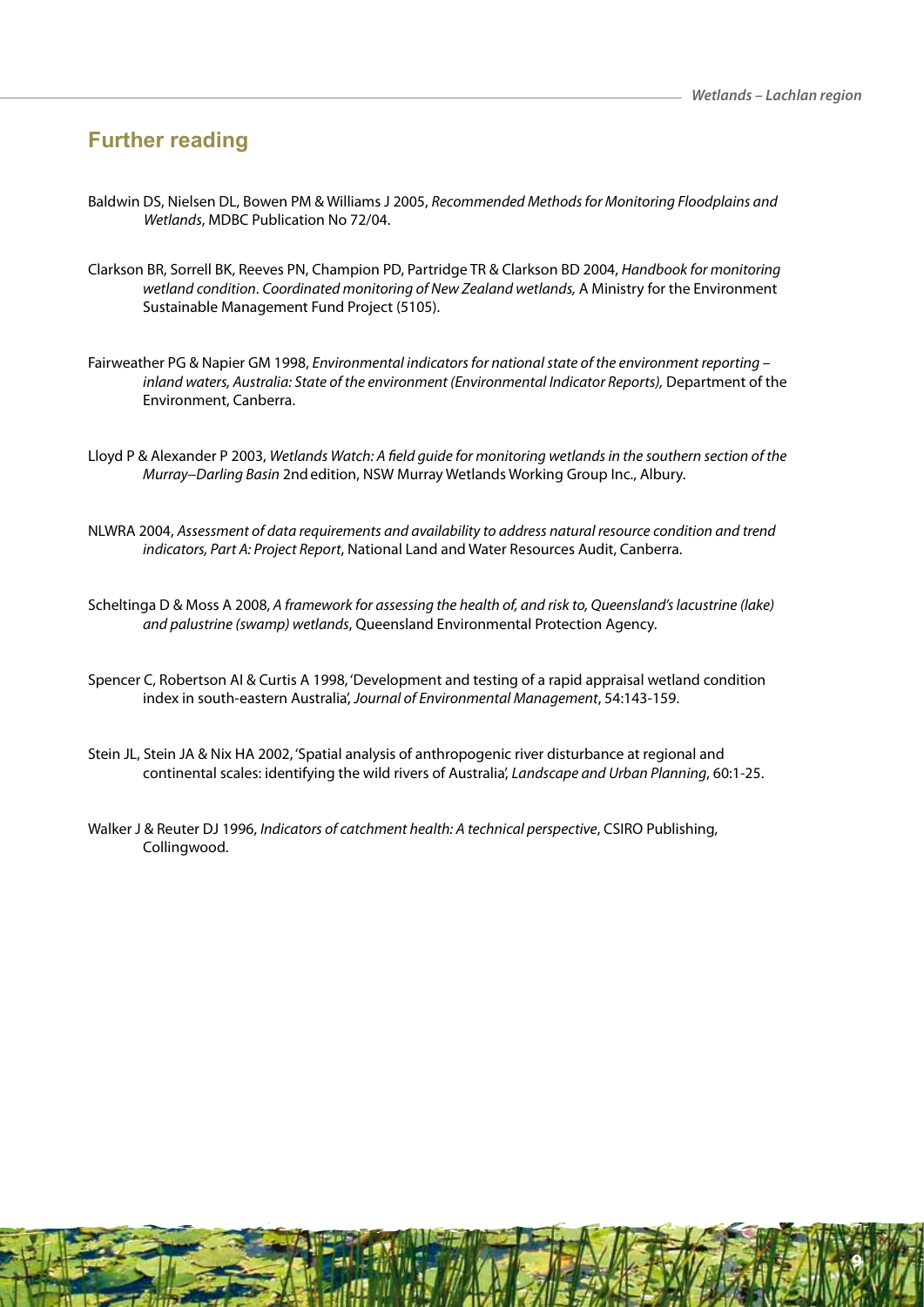## Further reading

Baldwin DS, Nielsen DL, Bowen PM & Williams J 2005, *Recommended Methods for Monitoring Floodplains and Wetlands*, MDBC Publication No 72/04.

Clarkson BR, Sorrell BK, Reeves PN, Champion PD, Partridge TR & Clarkson BD 2004, *Handbook for monitoring wetland condition. Coordinated monitoring of New Zealand wetlands,* A Ministry for the Environment Sustainable Management Fund Project (5105).

Fairweather PG & Napier GM 1998, *Environmental indicators for national state of the environment reporting – inland waters, Australia: State of the environment (Environmental Indicator Reports),* Department of the Environment, Canberra.

Lloyd P & Alexander P 2003, *Wetlands Watch: A field guide for monitoring wetlands in the southern section of the Murray–Darling Basin* 2nd edition, NSW Murray Wetlands Working Group Inc., Albury.

NLWRA 2004, *Assessment of data requirements and availability to address natural resource condition and trend indicators, Part A: Project Report*, National Land and Water Resources Audit, Canberra.

Scheltinga D & Moss A 2008, *A framework for assessing the health of, and risk to, Queensland's lacustrine (lake) and palustrine (swamp) wetlands*, Queensland Environmental Protection Agency.

Spencer C, Robertson AI & Curtis A 1998, 'Development and testing of a rapid appraisal wetland condition index in south-eastern Australia', *Journal of Environmental Management*, 54:143-159.

Stein JL, Stein JA & Nix HA 2002, 'Spatial analysis of anthropogenic river disturbance at regional and continental scales: identifying the wild rivers of Australia', *Landscape and Urban Planning*, 60:1-25.

Walker J & Reuter DJ 1996, *Indicators of catchment health: A technical perspective*, CSIRO Publishing, Collingwood.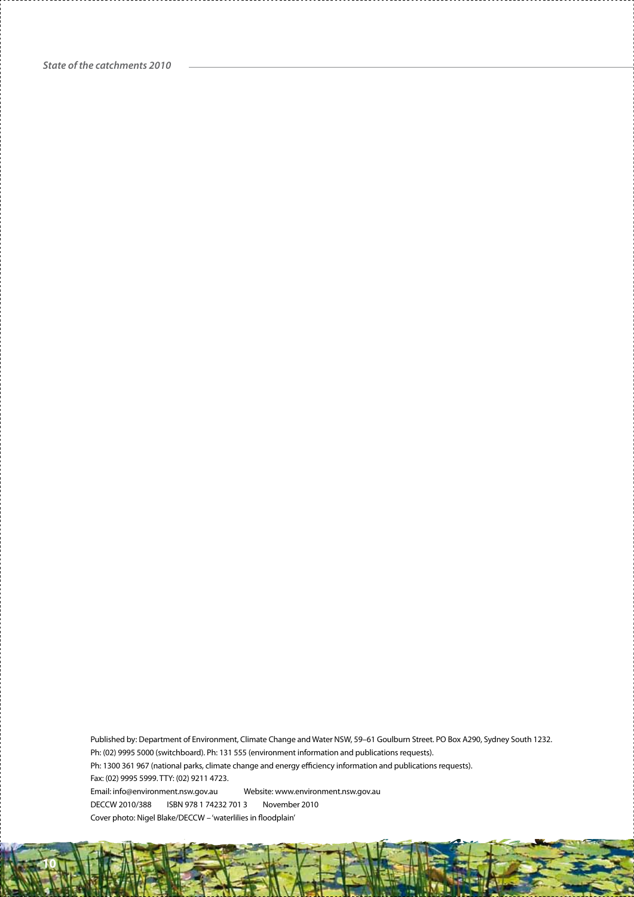Published by: Department of Environment, Climate Change and Water NSW, 59–61 Goulburn Street. PO Box A290, Sydney South 1232.
Ph: (02) 9995 5000 (switchboard). Ph: 131 555 (environment information and publications requests).
Ph: 1300 361 967 (national parks, climate change and energy efficiency information and publications requests).
Fax: (02) 9995 5999. TTY: (02) 9211 4723.
Email: info@environment.nsw.gov.au     Website: www.environment.nsw.gov.au
DECCW 2010/388     ISBN 978 1 74232 701 3     November 2010
Cover photo: Nigel Blake/DECCW – 'waterlilies in floodplain'